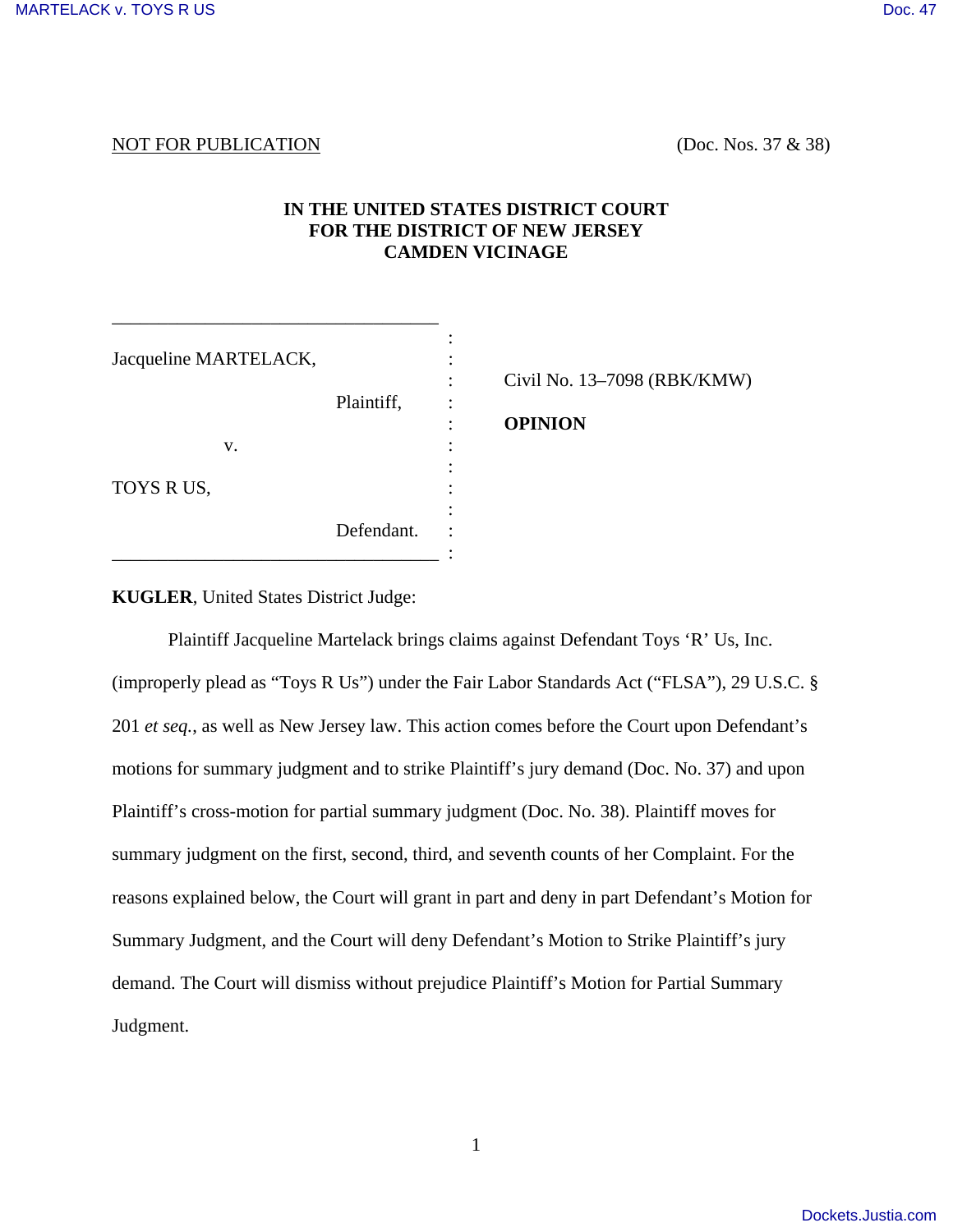NOT FOR PUBLICATION (Doc. Nos. 37 & 38)

**IN THE UNITED STATES DISTRICT COURT**
**FOR THE DISTRICT OF NEW JERSEY**
**CAMDEN VICINAGE**

| | |
|---|---|
| Jacqueline MARTELACK, Plaintiff, v. TOYS R US, Defendant. | Civil No. 13–7098 (RBK/KMW) **OPINION** |

**KUGLER**, United States District Judge:

Plaintiff Jacqueline Martelack brings claims against Defendant Toys ‘R’ Us, Inc. (improperly plead as “Toys R Us”) under the Fair Labor Standards Act (“FLSA”), 29 U.S.C. § 201 *et seq.*, as well as New Jersey law. This action comes before the Court upon Defendant’s motions for summary judgment and to strike Plaintiff’s jury demand (Doc. No. 37) and upon Plaintiff’s cross-motion for partial summary judgment (Doc. No. 38). Plaintiff moves for summary judgment on the first, second, third, and seventh counts of her Complaint. For the reasons explained below, the Court will grant in part and deny in part Defendant’s Motion for Summary Judgment, and the Court will deny Defendant’s Motion to Strike Plaintiff’s jury demand. The Court will dismiss without prejudice Plaintiff’s Motion for Partial Summary Judgment.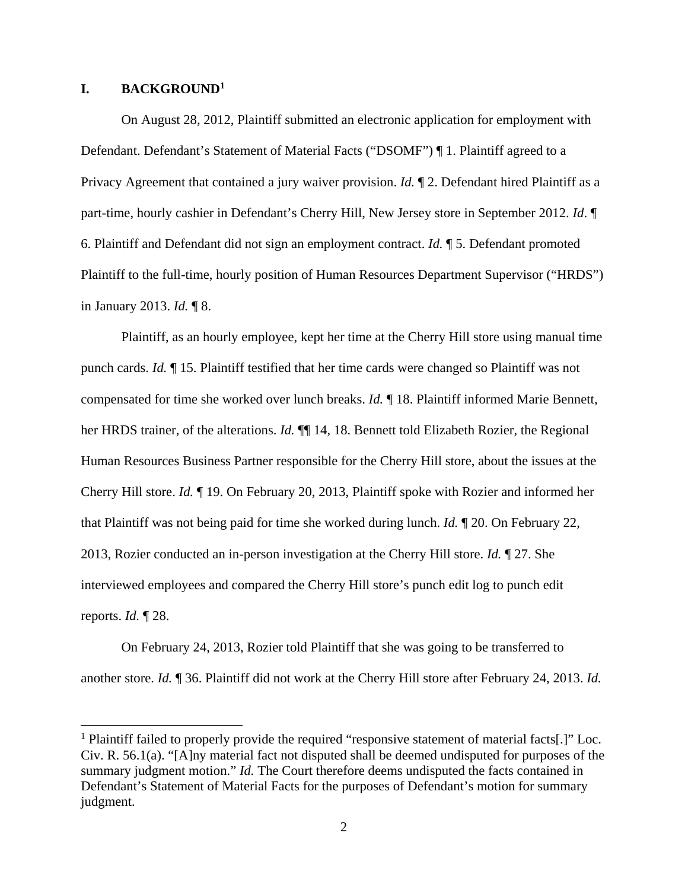## I. BACKGROUND[1]

On August 28, 2012, Plaintiff submitted an electronic application for employment with Defendant. Defendant's Statement of Material Facts ("DSOMF") ¶ 1. Plaintiff agreed to a Privacy Agreement that contained a jury waiver provision. *Id.* ¶ 2. Defendant hired Plaintiff as a part-time, hourly cashier in Defendant's Cherry Hill, New Jersey store in September 2012. *Id*. ¶ 6. Plaintiff and Defendant did not sign an employment contract. *Id.* ¶ 5. Defendant promoted Plaintiff to the full-time, hourly position of Human Resources Department Supervisor ("HRDS") in January 2013. *Id.* ¶ 8.

Plaintiff, as an hourly employee, kept her time at the Cherry Hill store using manual time punch cards. *Id.* ¶ 15. Plaintiff testified that her time cards were changed so Plaintiff was not compensated for time she worked over lunch breaks. *Id.* ¶ 18. Plaintiff informed Marie Bennett, her HRDS trainer, of the alterations. *Id.* ¶¶ 14, 18. Bennett told Elizabeth Rozier, the Regional Human Resources Business Partner responsible for the Cherry Hill store, about the issues at the Cherry Hill store. *Id.* ¶ 19. On February 20, 2013, Plaintiff spoke with Rozier and informed her that Plaintiff was not being paid for time she worked during lunch. *Id.* ¶ 20. On February 22, 2013, Rozier conducted an in-person investigation at the Cherry Hill store. *Id.* ¶ 27. She interviewed employees and compared the Cherry Hill store's punch edit log to punch edit reports. *Id.* ¶ 28.

On February 24, 2013, Rozier told Plaintiff that she was going to be transferred to another store. *Id.* ¶ 36. Plaintiff did not work at the Cherry Hill store after February 24, 2013. *Id.*

[1] Plaintiff failed to properly provide the required "responsive statement of material facts[.]" Loc. Civ. R. 56.1(a). "[A]ny material fact not disputed shall be deemed undisputed for purposes of the summary judgment motion." *Id.* The Court therefore deems undisputed the facts contained in Defendant's Statement of Material Facts for the purposes of Defendant's motion for summary judgment.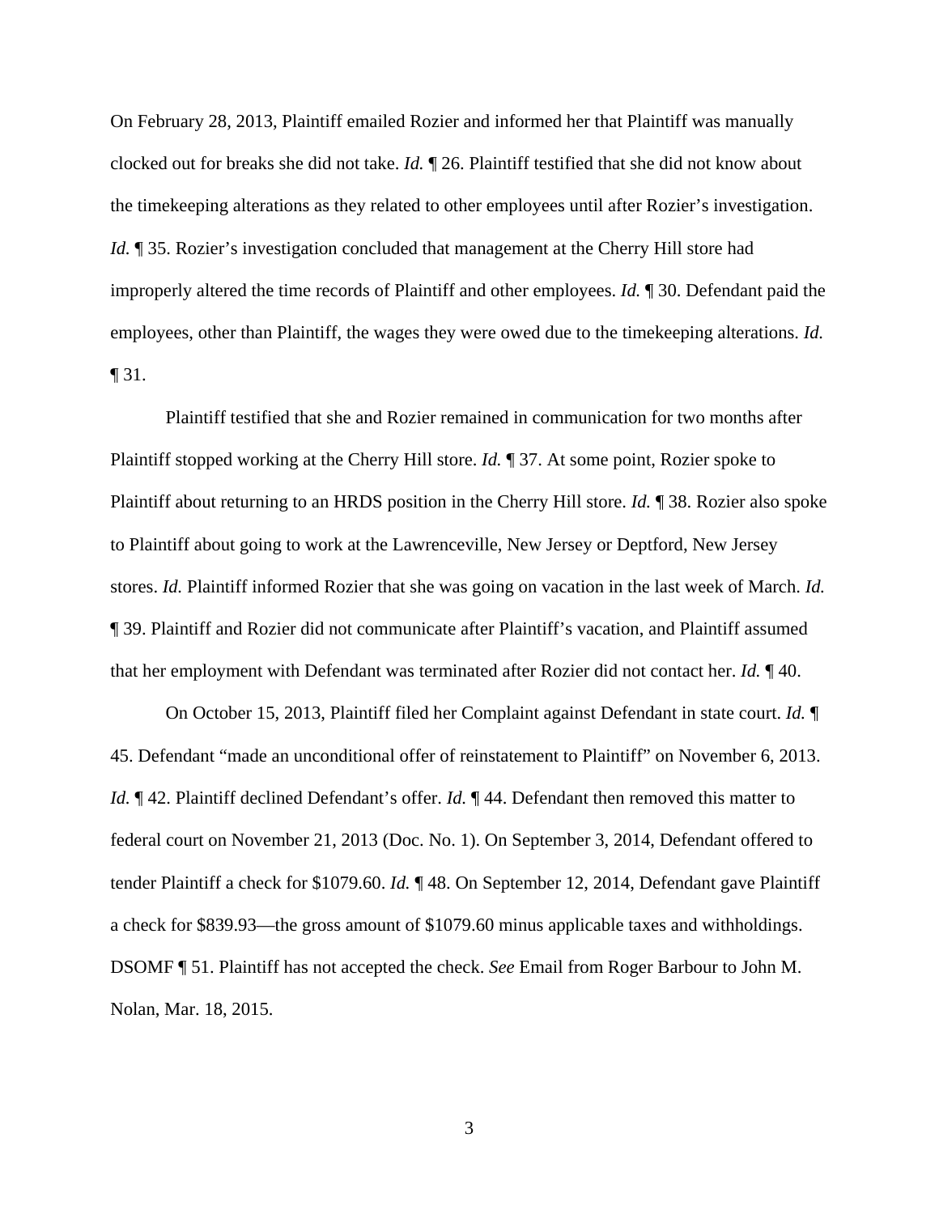On February 28, 2013, Plaintiff emailed Rozier and informed her that Plaintiff was manually clocked out for breaks she did not take. *Id.* ¶ 26. Plaintiff testified that she did not know about the timekeeping alterations as they related to other employees until after Rozier's investigation. *Id.* ¶ 35. Rozier's investigation concluded that management at the Cherry Hill store had improperly altered the time records of Plaintiff and other employees. *Id.* ¶ 30. Defendant paid the employees, other than Plaintiff, the wages they were owed due to the timekeeping alterations. *Id.* ¶ 31.

Plaintiff testified that she and Rozier remained in communication for two months after Plaintiff stopped working at the Cherry Hill store. *Id.* ¶ 37. At some point, Rozier spoke to Plaintiff about returning to an HRDS position in the Cherry Hill store. *Id.* ¶ 38. Rozier also spoke to Plaintiff about going to work at the Lawrenceville, New Jersey or Deptford, New Jersey stores. *Id.* Plaintiff informed Rozier that she was going on vacation in the last week of March. *Id.* ¶ 39. Plaintiff and Rozier did not communicate after Plaintiff's vacation, and Plaintiff assumed that her employment with Defendant was terminated after Rozier did not contact her. *Id.* ¶ 40.

On October 15, 2013, Plaintiff filed her Complaint against Defendant in state court. *Id.* ¶ 45. Defendant "made an unconditional offer of reinstatement to Plaintiff" on November 6, 2013. *Id.* ¶ 42. Plaintiff declined Defendant's offer. *Id.* ¶ 44. Defendant then removed this matter to federal court on November 21, 2013 (Doc. No. 1). On September 3, 2014, Defendant offered to tender Plaintiff a check for $1079.60. *Id.* ¶ 48. On September 12, 2014, Defendant gave Plaintiff a check for $839.93—the gross amount of $1079.60 minus applicable taxes and withholdings. DSOMF ¶ 51. Plaintiff has not accepted the check. *See* Email from Roger Barbour to John M. Nolan, Mar. 18, 2015.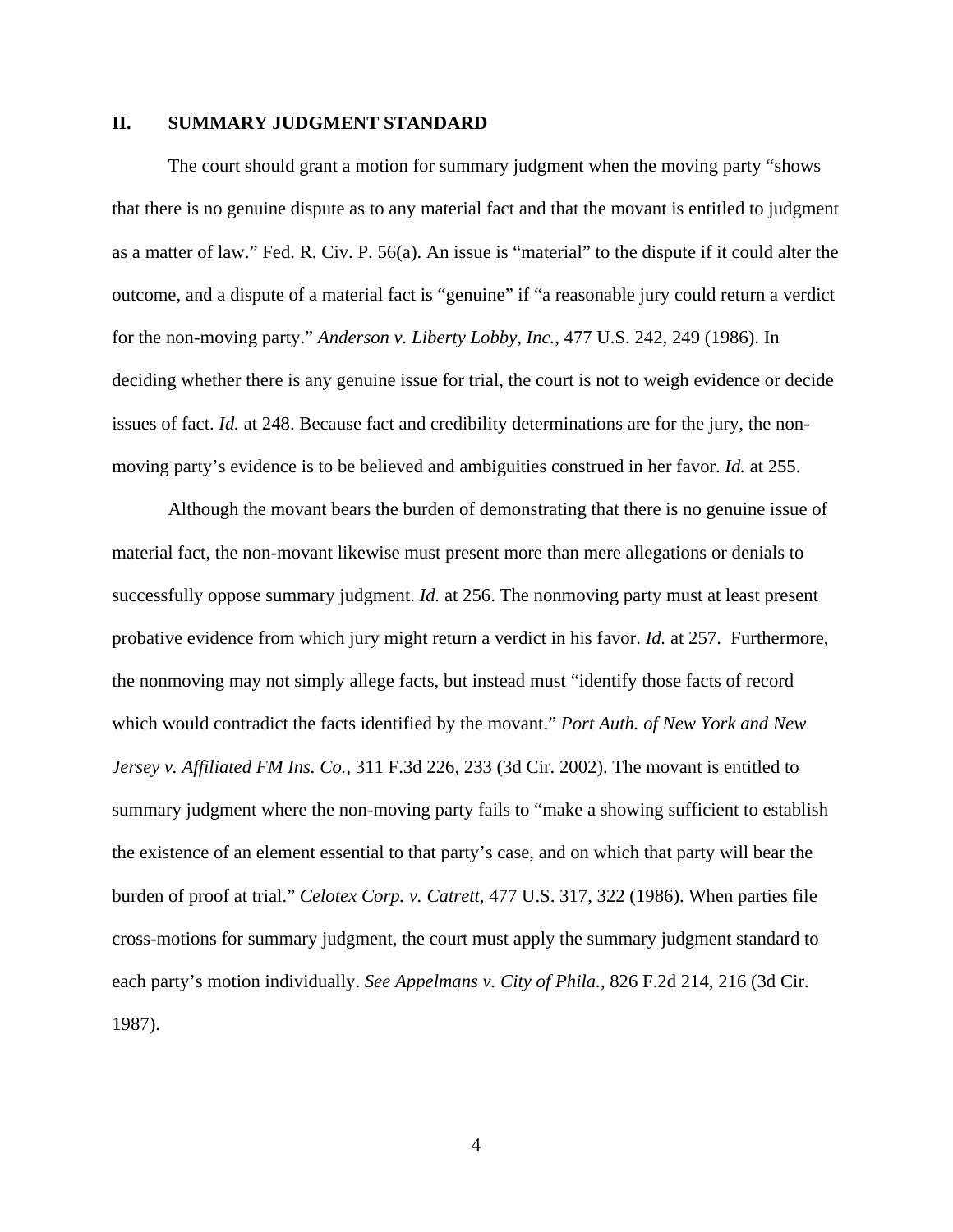## II. SUMMARY JUDGMENT STANDARD

The court should grant a motion for summary judgment when the moving party "shows that there is no genuine dispute as to any material fact and that the movant is entitled to judgment as a matter of law." Fed. R. Civ. P. 56(a). An issue is "material" to the dispute if it could alter the outcome, and a dispute of a material fact is "genuine" if "a reasonable jury could return a verdict for the non-moving party." *Anderson v. Liberty Lobby, Inc.*, 477 U.S. 242, 249 (1986). In deciding whether there is any genuine issue for trial, the court is not to weigh evidence or decide issues of fact. *Id.* at 248. Because fact and credibility determinations are for the jury, the non-moving party's evidence is to be believed and ambiguities construed in her favor. *Id.* at 255.

Although the movant bears the burden of demonstrating that there is no genuine issue of material fact, the non-movant likewise must present more than mere allegations or denials to successfully oppose summary judgment. *Id.* at 256. The nonmoving party must at least present probative evidence from which jury might return a verdict in his favor. *Id.* at 257. Furthermore, the nonmoving may not simply allege facts, but instead must "identify those facts of record which would contradict the facts identified by the movant." *Port Auth. of New York and New Jersey v. Affiliated FM Ins. Co.*, 311 F.3d 226, 233 (3d Cir. 2002). The movant is entitled to summary judgment where the non-moving party fails to "make a showing sufficient to establish the existence of an element essential to that party's case, and on which that party will bear the burden of proof at trial." *Celotex Corp. v. Catrett*, 477 U.S. 317, 322 (1986). When parties file cross-motions for summary judgment, the court must apply the summary judgment standard to each party's motion individually. *See Appelmans v. City of Phila.*, 826 F.2d 214, 216 (3d Cir. 1987).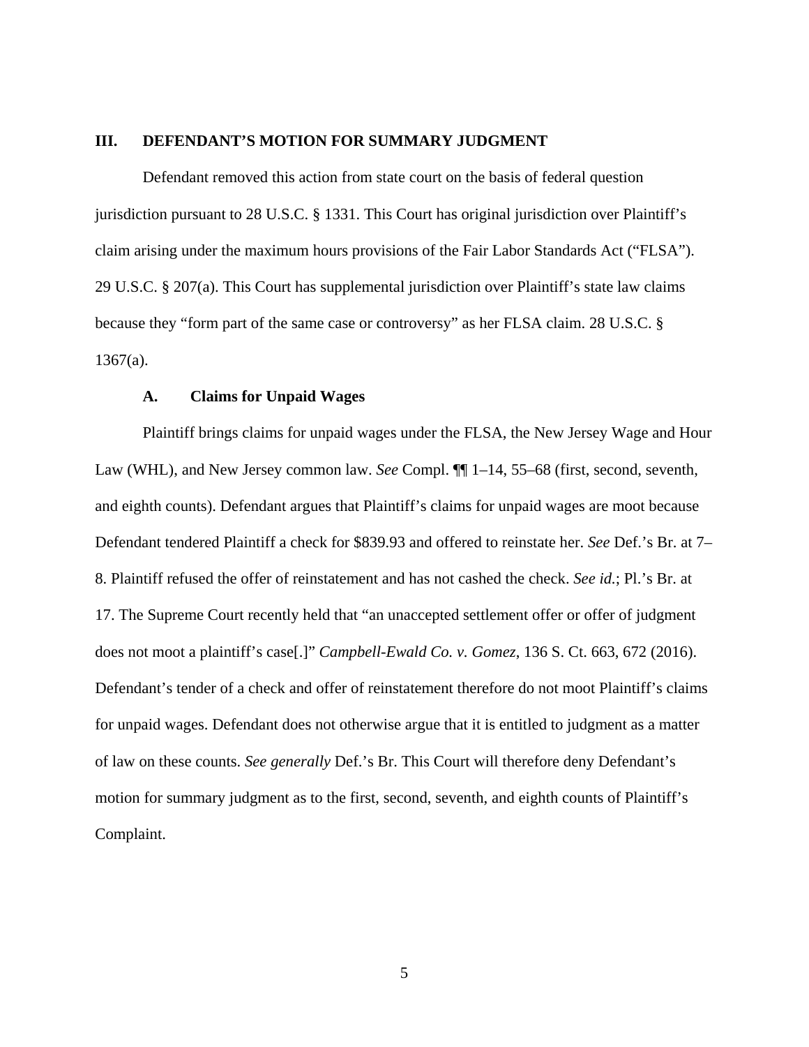## III. DEFENDANT'S MOTION FOR SUMMARY JUDGMENT

Defendant removed this action from state court on the basis of federal question jurisdiction pursuant to 28 U.S.C. § 1331. This Court has original jurisdiction over Plaintiff's claim arising under the maximum hours provisions of the Fair Labor Standards Act ("FLSA"). 29 U.S.C. § 207(a). This Court has supplemental jurisdiction over Plaintiff's state law claims because they "form part of the same case or controversy" as her FLSA claim. 28 U.S.C. § 1367(a).

### A. Claims for Unpaid Wages

Plaintiff brings claims for unpaid wages under the FLSA, the New Jersey Wage and Hour Law (WHL), and New Jersey common law. *See* Compl. ¶¶ 1–14, 55–68 (first, second, seventh, and eighth counts). Defendant argues that Plaintiff's claims for unpaid wages are moot because Defendant tendered Plaintiff a check for $839.93 and offered to reinstate her. *See* Def.'s Br. at 7–8. Plaintiff refused the offer of reinstatement and has not cashed the check. *See id.*; Pl.'s Br. at 17. The Supreme Court recently held that "an unaccepted settlement offer or offer of judgment does not moot a plaintiff's case[.]" *Campbell-Ewald Co. v. Gomez*, 136 S. Ct. 663, 672 (2016). Defendant's tender of a check and offer of reinstatement therefore do not moot Plaintiff's claims for unpaid wages. Defendant does not otherwise argue that it is entitled to judgment as a matter of law on these counts. *See generally* Def.'s Br. This Court will therefore deny Defendant's motion for summary judgment as to the first, second, seventh, and eighth counts of Plaintiff's Complaint.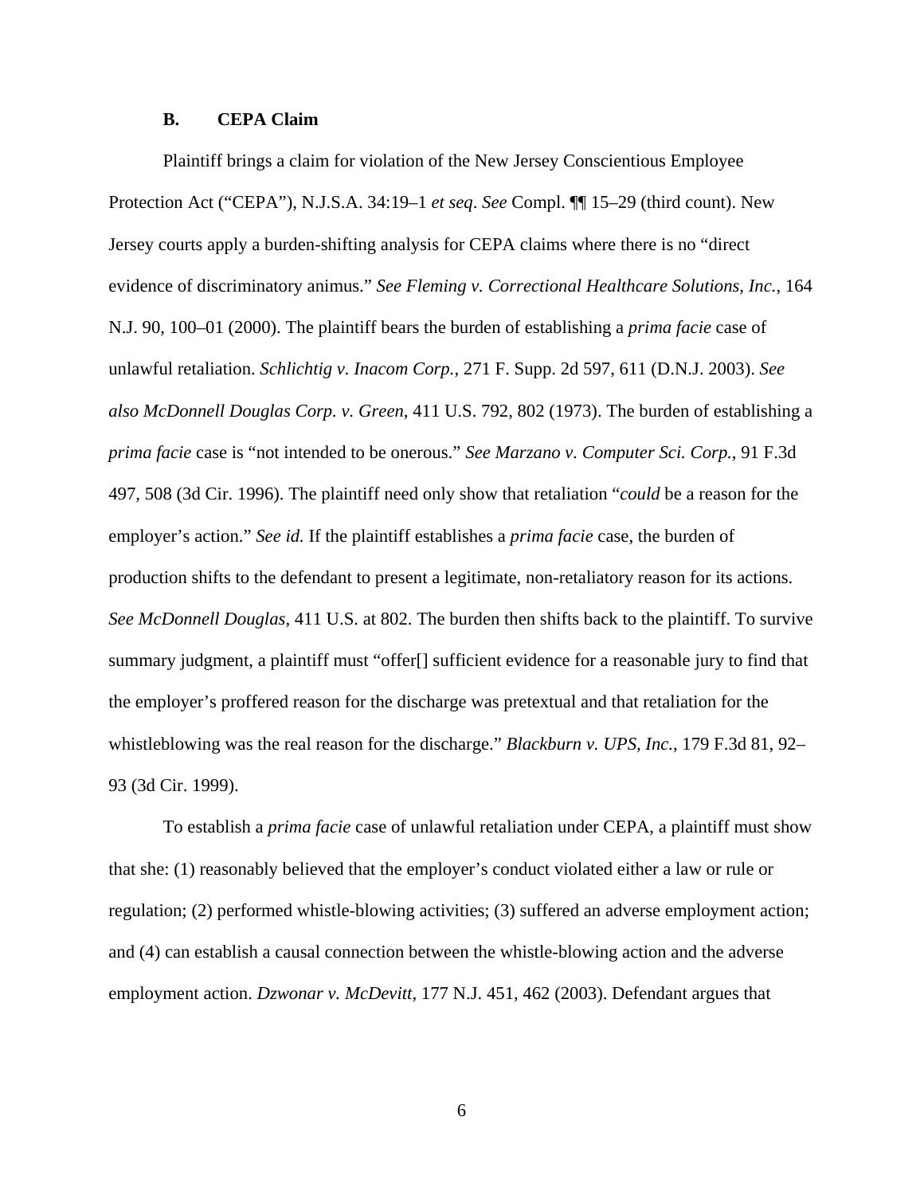### B. CEPA Claim

Plaintiff brings a claim for violation of the New Jersey Conscientious Employee Protection Act ("CEPA"), N.J.S.A. 34:19–1 *et seq*. *See* Compl. ¶¶ 15–29 (third count). New Jersey courts apply a burden-shifting analysis for CEPA claims where there is no "direct evidence of discriminatory animus." *See Fleming v. Correctional Healthcare Solutions, Inc.*, 164 N.J. 90, 100–01 (2000). The plaintiff bears the burden of establishing a *prima facie* case of unlawful retaliation. *Schlichtig v. Inacom Corp.*, 271 F. Supp. 2d 597, 611 (D.N.J. 2003). *See also McDonnell Douglas Corp. v. Green*, 411 U.S. 792, 802 (1973). The burden of establishing a *prima facie* case is "not intended to be onerous." *See Marzano v. Computer Sci. Corp.*, 91 F.3d 497, 508 (3d Cir. 1996). The plaintiff need only show that retaliation "*could* be a reason for the employer's action." *See id.* If the plaintiff establishes a *prima facie* case, the burden of production shifts to the defendant to present a legitimate, non-retaliatory reason for its actions. *See McDonnell Douglas*, 411 U.S. at 802. The burden then shifts back to the plaintiff. To survive summary judgment, a plaintiff must "offer[] sufficient evidence for a reasonable jury to find that the employer's proffered reason for the discharge was pretextual and that retaliation for the whistleblowing was the real reason for the discharge." *Blackburn v. UPS, Inc.*, 179 F.3d 81, 92–93 (3d Cir. 1999).

To establish a *prima facie* case of unlawful retaliation under CEPA, a plaintiff must show that she: (1) reasonably believed that the employer's conduct violated either a law or rule or regulation; (2) performed whistle-blowing activities; (3) suffered an adverse employment action; and (4) can establish a causal connection between the whistle-blowing action and the adverse employment action. *Dzwonar v. McDevitt*, 177 N.J. 451, 462 (2003). Defendant argues that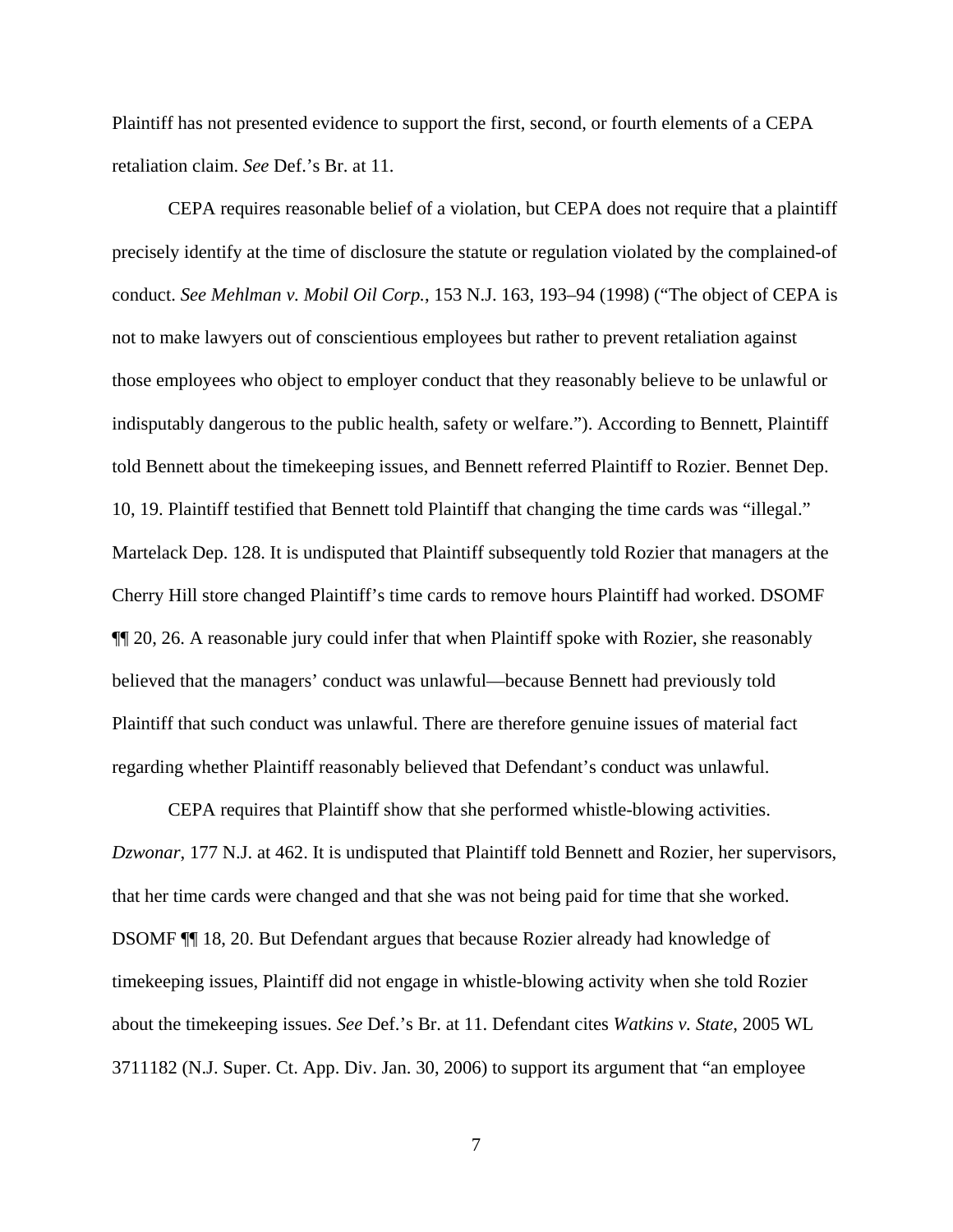Plaintiff has not presented evidence to support the first, second, or fourth elements of a CEPA retaliation claim. *See* Def.'s Br. at 11.

CEPA requires reasonable belief of a violation, but CEPA does not require that a plaintiff precisely identify at the time of disclosure the statute or regulation violated by the complained-of conduct. *See Mehlman v. Mobil Oil Corp.*, 153 N.J. 163, 193–94 (1998) ("The object of CEPA is not to make lawyers out of conscientious employees but rather to prevent retaliation against those employees who object to employer conduct that they reasonably believe to be unlawful or indisputably dangerous to the public health, safety or welfare."). According to Bennett, Plaintiff told Bennett about the timekeeping issues, and Bennett referred Plaintiff to Rozier. Bennet Dep. 10, 19. Plaintiff testified that Bennett told Plaintiff that changing the time cards was "illegal." Martelack Dep. 128. It is undisputed that Plaintiff subsequently told Rozier that managers at the Cherry Hill store changed Plaintiff's time cards to remove hours Plaintiff had worked. DSOMF ¶¶ 20, 26. A reasonable jury could infer that when Plaintiff spoke with Rozier, she reasonably believed that the managers' conduct was unlawful—because Bennett had previously told Plaintiff that such conduct was unlawful. There are therefore genuine issues of material fact regarding whether Plaintiff reasonably believed that Defendant's conduct was unlawful.

CEPA requires that Plaintiff show that she performed whistle-blowing activities. *Dzwonar*, 177 N.J. at 462. It is undisputed that Plaintiff told Bennett and Rozier, her supervisors, that her time cards were changed and that she was not being paid for time that she worked. DSOMF ¶¶ 18, 20. But Defendant argues that because Rozier already had knowledge of timekeeping issues, Plaintiff did not engage in whistle-blowing activity when she told Rozier about the timekeeping issues. *See* Def.'s Br. at 11. Defendant cites *Watkins v. State*, 2005 WL 3711182 (N.J. Super. Ct. App. Div. Jan. 30, 2006) to support its argument that "an employee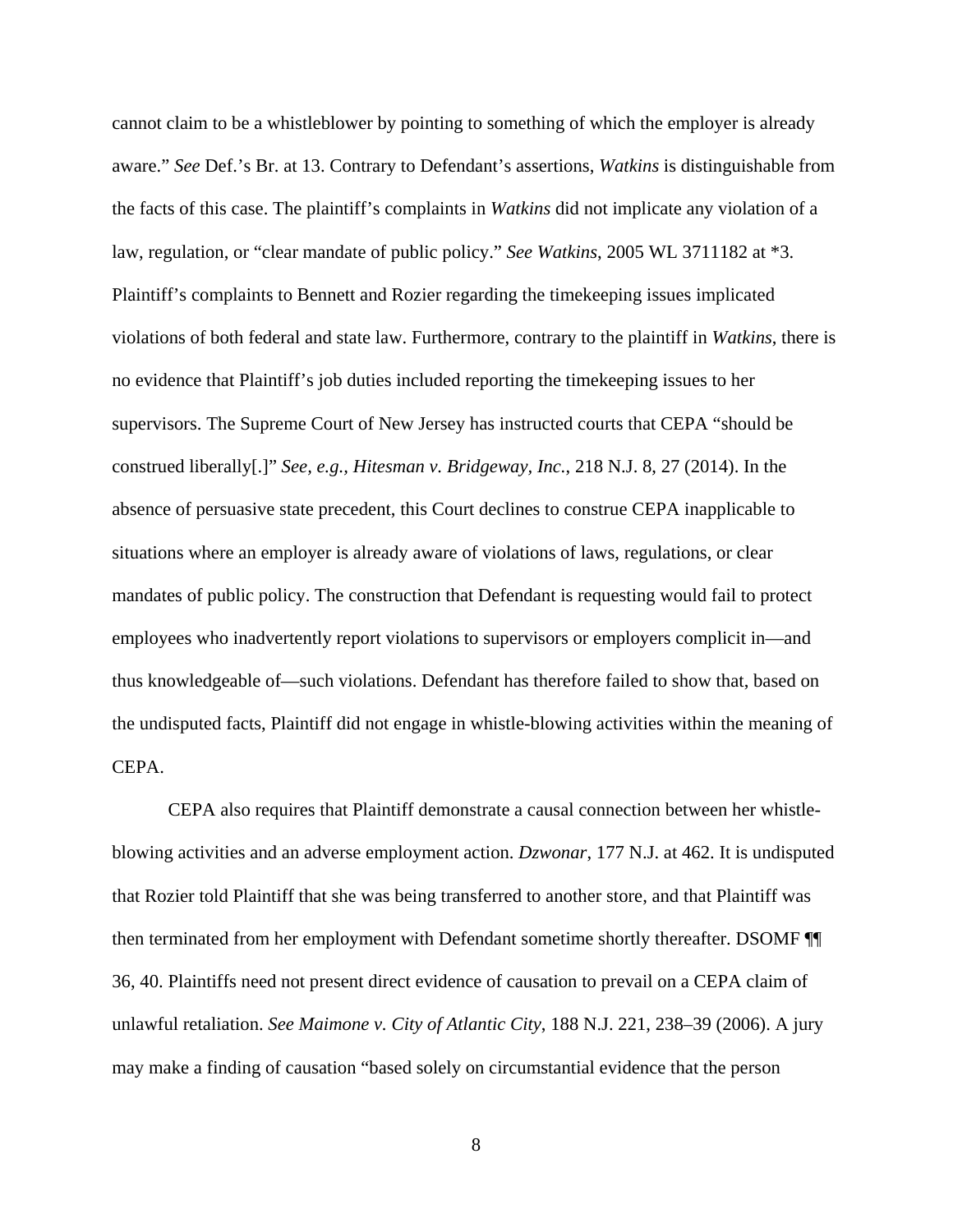cannot claim to be a whistleblower by pointing to something of which the employer is already aware." *See* Def.'s Br. at 13. Contrary to Defendant's assertions, *Watkins* is distinguishable from the facts of this case. The plaintiff's complaints in *Watkins* did not implicate any violation of a law, regulation, or "clear mandate of public policy." *See Watkins*, 2005 WL 3711182 at *3. Plaintiff's complaints to Bennett and Rozier regarding the timekeeping issues implicated violations of both federal and state law. Furthermore, contrary to the plaintiff in *Watkins*, there is no evidence that Plaintiff's job duties included reporting the timekeeping issues to her supervisors. The Supreme Court of New Jersey has instructed courts that CEPA "should be construed liberally[.]" *See, e.g.*, *Hitesman v. Bridgeway, Inc.*, 218 N.J. 8, 27 (2014). In the absence of persuasive state precedent, this Court declines to construe CEPA inapplicable to situations where an employer is already aware of violations of laws, regulations, or clear mandates of public policy. The construction that Defendant is requesting would fail to protect employees who inadvertently report violations to supervisors or employers complicit in—and thus knowledgeable of—such violations. Defendant has therefore failed to show that, based on the undisputed facts, Plaintiff did not engage in whistle-blowing activities within the meaning of CEPA.

CEPA also requires that Plaintiff demonstrate a causal connection between her whistle-blowing activities and an adverse employment action. *Dzwonar*, 177 N.J. at 462. It is undisputed that Rozier told Plaintiff that she was being transferred to another store, and that Plaintiff was then terminated from her employment with Defendant sometime shortly thereafter. DSOMF ¶¶ 36, 40. Plaintiffs need not present direct evidence of causation to prevail on a CEPA claim of unlawful retaliation. *See Maimone v. City of Atlantic City*, 188 N.J. 221, 238–39 (2006). A jury may make a finding of causation "based solely on circumstantial evidence that the person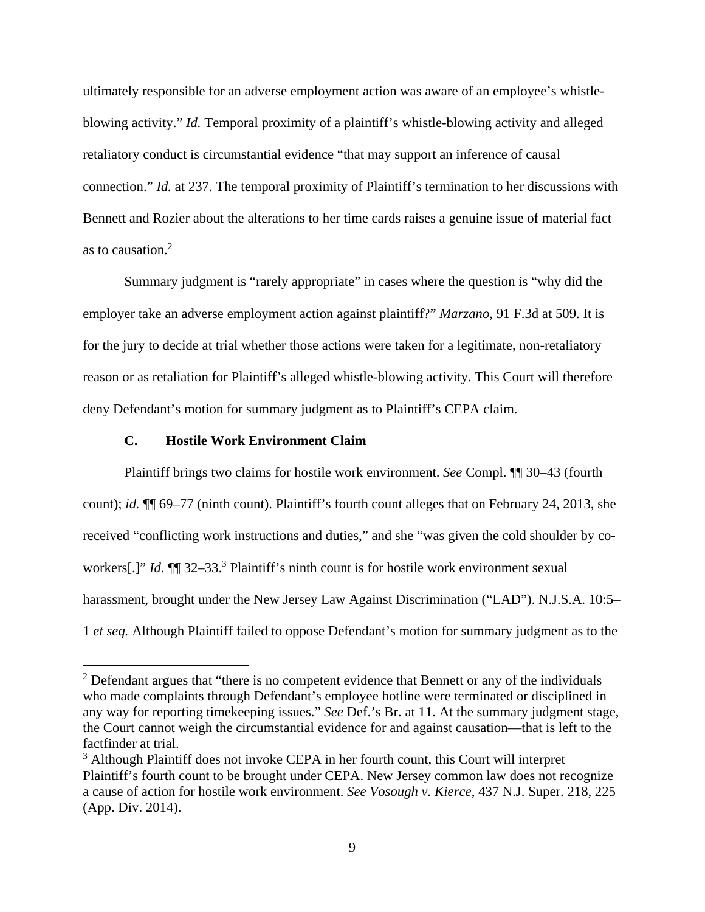ultimately responsible for an adverse employment action was aware of an employee's whistle-blowing activity." *Id.* Temporal proximity of a plaintiff's whistle-blowing activity and alleged retaliatory conduct is circumstantial evidence "that may support an inference of causal connection." *Id.* at 237. The temporal proximity of Plaintiff's termination to her discussions with Bennett and Rozier about the alterations to her time cards raises a genuine issue of material fact as to causation.[2]

Summary judgment is "rarely appropriate" in cases where the question is "why did the employer take an adverse employment action against plaintiff?" *Marzano*, 91 F.3d at 509. It is for the jury to decide at trial whether those actions were taken for a legitimate, non-retaliatory reason or as retaliation for Plaintiff's alleged whistle-blowing activity. This Court will therefore deny Defendant's motion for summary judgment as to Plaintiff's CEPA claim.

### C. Hostile Work Environment Claim

Plaintiff brings two claims for hostile work environment. *See* Compl. ¶¶ 30–43 (fourth count); *id.* ¶¶ 69–77 (ninth count). Plaintiff's fourth count alleges that on February 24, 2013, she received "conflicting work instructions and duties," and she "was given the cold shoulder by co-workers[.]" *Id.* ¶¶ 32–33.[3] Plaintiff's ninth count is for hostile work environment sexual harassment, brought under the New Jersey Law Against Discrimination ("LAD"). N.J.S.A. 10:5–1 *et seq.* Although Plaintiff failed to oppose Defendant's motion for summary judgment as to the

---

[2] Defendant argues that "there is no competent evidence that Bennett or any of the individuals who made complaints through Defendant's employee hotline were terminated or disciplined in any way for reporting timekeeping issues." *See* Def.'s Br. at 11. At the summary judgment stage, the Court cannot weigh the circumstantial evidence for and against causation—that is left to the factfinder at trial.

[3] Although Plaintiff does not invoke CEPA in her fourth count, this Court will interpret Plaintiff's fourth count to be brought under CEPA. New Jersey common law does not recognize a cause of action for hostile work environment. *See Vosough v. Kierce*, 437 N.J. Super. 218, 225 (App. Div. 2014).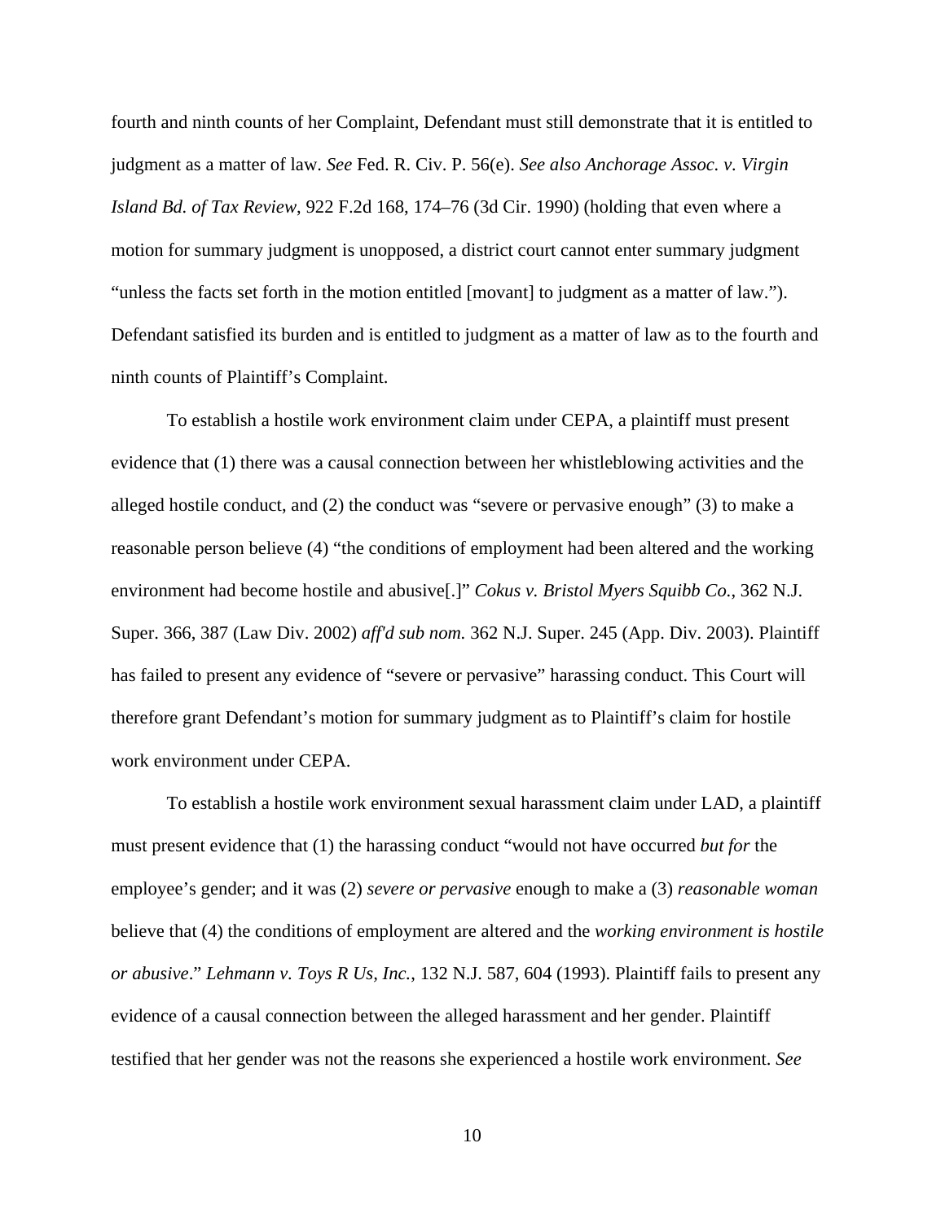fourth and ninth counts of her Complaint, Defendant must still demonstrate that it is entitled to judgment as a matter of law. *See* Fed. R. Civ. P. 56(e). *See also Anchorage Assoc. v. Virgin Island Bd. of Tax Review*, 922 F.2d 168, 174–76 (3d Cir. 1990) (holding that even where a motion for summary judgment is unopposed, a district court cannot enter summary judgment "unless the facts set forth in the motion entitled [movant] to judgment as a matter of law."). Defendant satisfied its burden and is entitled to judgment as a matter of law as to the fourth and ninth counts of Plaintiff's Complaint.

To establish a hostile work environment claim under CEPA, a plaintiff must present evidence that (1) there was a causal connection between her whistleblowing activities and the alleged hostile conduct, and (2) the conduct was "severe or pervasive enough" (3) to make a reasonable person believe (4) "the conditions of employment had been altered and the working environment had become hostile and abusive[.]" *Cokus v. Bristol Myers Squibb Co.*, 362 N.J. Super. 366, 387 (Law Div. 2002) *aff'd sub nom.* 362 N.J. Super. 245 (App. Div. 2003). Plaintiff has failed to present any evidence of "severe or pervasive" harassing conduct. This Court will therefore grant Defendant's motion for summary judgment as to Plaintiff's claim for hostile work environment under CEPA.

To establish a hostile work environment sexual harassment claim under LAD, a plaintiff must present evidence that (1) the harassing conduct "would not have occurred *but for* the employee's gender; and it was (2) *severe or pervasive* enough to make a (3) *reasonable woman* believe that (4) the conditions of employment are altered and the *working environment is hostile or abusive*." *Lehmann v. Toys R Us, Inc.*, 132 N.J. 587, 604 (1993). Plaintiff fails to present any evidence of a causal connection between the alleged harassment and her gender. Plaintiff testified that her gender was not the reasons she experienced a hostile work environment. *See*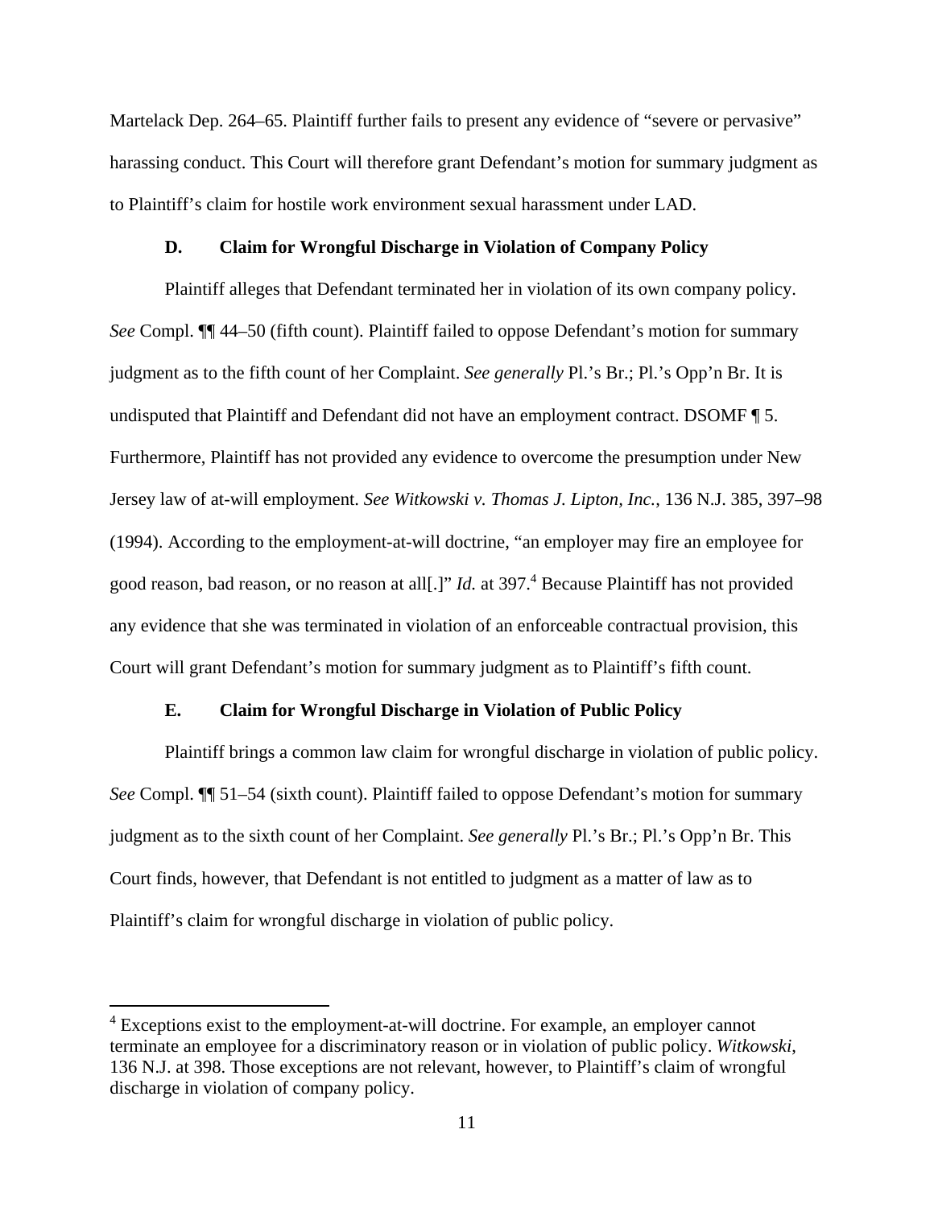Martelack Dep. 264–65. Plaintiff further fails to present any evidence of "severe or pervasive" harassing conduct. This Court will therefore grant Defendant's motion for summary judgment as to Plaintiff's claim for hostile work environment sexual harassment under LAD.

### D. Claim for Wrongful Discharge in Violation of Company Policy

Plaintiff alleges that Defendant terminated her in violation of its own company policy. *See* Compl. ¶¶ 44–50 (fifth count). Plaintiff failed to oppose Defendant's motion for summary judgment as to the fifth count of her Complaint. *See generally* Pl.'s Br.; Pl.'s Opp'n Br. It is undisputed that Plaintiff and Defendant did not have an employment contract. DSOMF ¶ 5. Furthermore, Plaintiff has not provided any evidence to overcome the presumption under New Jersey law of at-will employment. *See Witkowski v. Thomas J. Lipton, Inc.*, 136 N.J. 385, 397–98 (1994). According to the employment-at-will doctrine, "an employer may fire an employee for good reason, bad reason, or no reason at all[.]" *Id.* at 397.[4] Because Plaintiff has not provided any evidence that she was terminated in violation of an enforceable contractual provision, this Court will grant Defendant's motion for summary judgment as to Plaintiff's fifth count.

### E. Claim for Wrongful Discharge in Violation of Public Policy

Plaintiff brings a common law claim for wrongful discharge in violation of public policy. *See* Compl. ¶¶ 51–54 (sixth count). Plaintiff failed to oppose Defendant's motion for summary judgment as to the sixth count of her Complaint. *See generally* Pl.'s Br.; Pl.'s Opp'n Br. This Court finds, however, that Defendant is not entitled to judgment as a matter of law as to Plaintiff's claim for wrongful discharge in violation of public policy.

---

[4] Exceptions exist to the employment-at-will doctrine. For example, an employer cannot terminate an employee for a discriminatory reason or in violation of public policy. *Witkowski*, 136 N.J. at 398. Those exceptions are not relevant, however, to Plaintiff's claim of wrongful discharge in violation of company policy.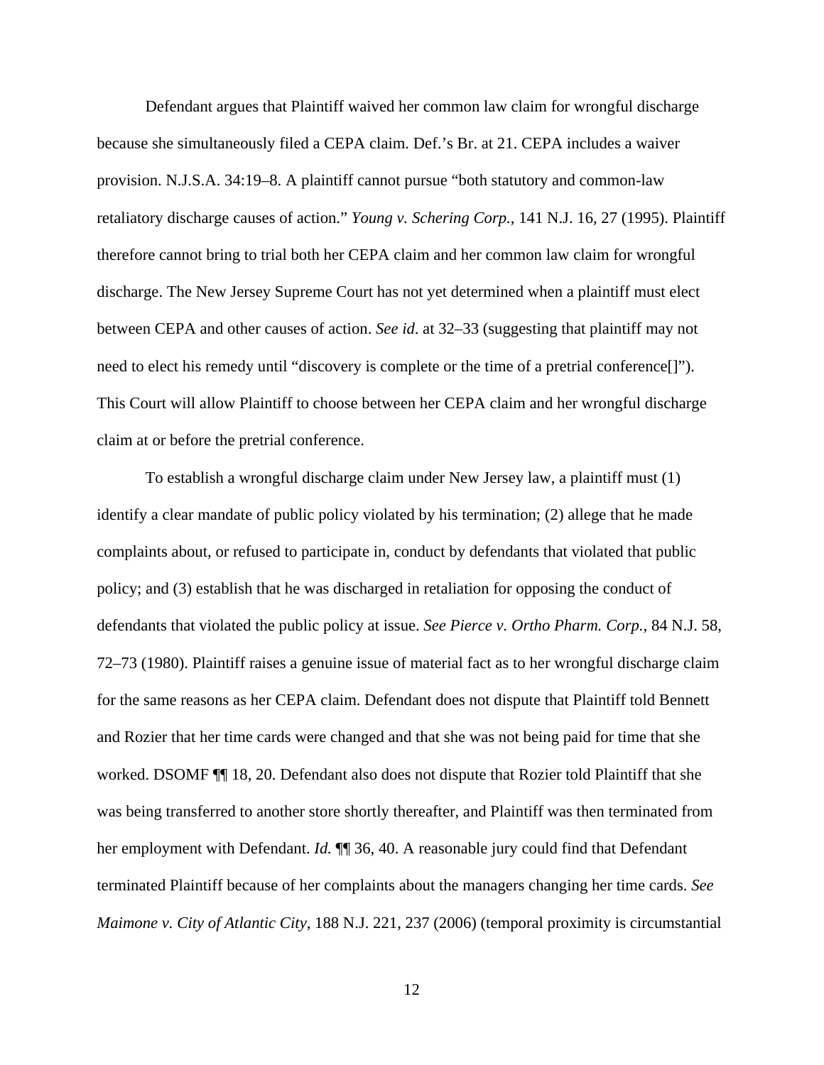Defendant argues that Plaintiff waived her common law claim for wrongful discharge because she simultaneously filed a CEPA claim. Def.'s Br. at 21. CEPA includes a waiver provision. N.J.S.A. 34:19–8. A plaintiff cannot pursue "both statutory and common-law retaliatory discharge causes of action." *Young v. Schering Corp.*, 141 N.J. 16, 27 (1995). Plaintiff therefore cannot bring to trial both her CEPA claim and her common law claim for wrongful discharge. The New Jersey Supreme Court has not yet determined when a plaintiff must elect between CEPA and other causes of action. *See id*. at 32–33 (suggesting that plaintiff may not need to elect his remedy until "discovery is complete or the time of a pretrial conference[]"). This Court will allow Plaintiff to choose between her CEPA claim and her wrongful discharge claim at or before the pretrial conference.

To establish a wrongful discharge claim under New Jersey law, a plaintiff must (1) identify a clear mandate of public policy violated by his termination; (2) allege that he made complaints about, or refused to participate in, conduct by defendants that violated that public policy; and (3) establish that he was discharged in retaliation for opposing the conduct of defendants that violated the public policy at issue. *See Pierce v. Ortho Pharm. Corp.*, 84 N.J. 58, 72–73 (1980). Plaintiff raises a genuine issue of material fact as to her wrongful discharge claim for the same reasons as her CEPA claim. Defendant does not dispute that Plaintiff told Bennett and Rozier that her time cards were changed and that she was not being paid for time that she worked. DSOMF ¶¶ 18, 20. Defendant also does not dispute that Rozier told Plaintiff that she was being transferred to another store shortly thereafter, and Plaintiff was then terminated from her employment with Defendant. *Id.* ¶¶ 36, 40. A reasonable jury could find that Defendant terminated Plaintiff because of her complaints about the managers changing her time cards. *See Maimone v. City of Atlantic City*, 188 N.J. 221, 237 (2006) (temporal proximity is circumstantial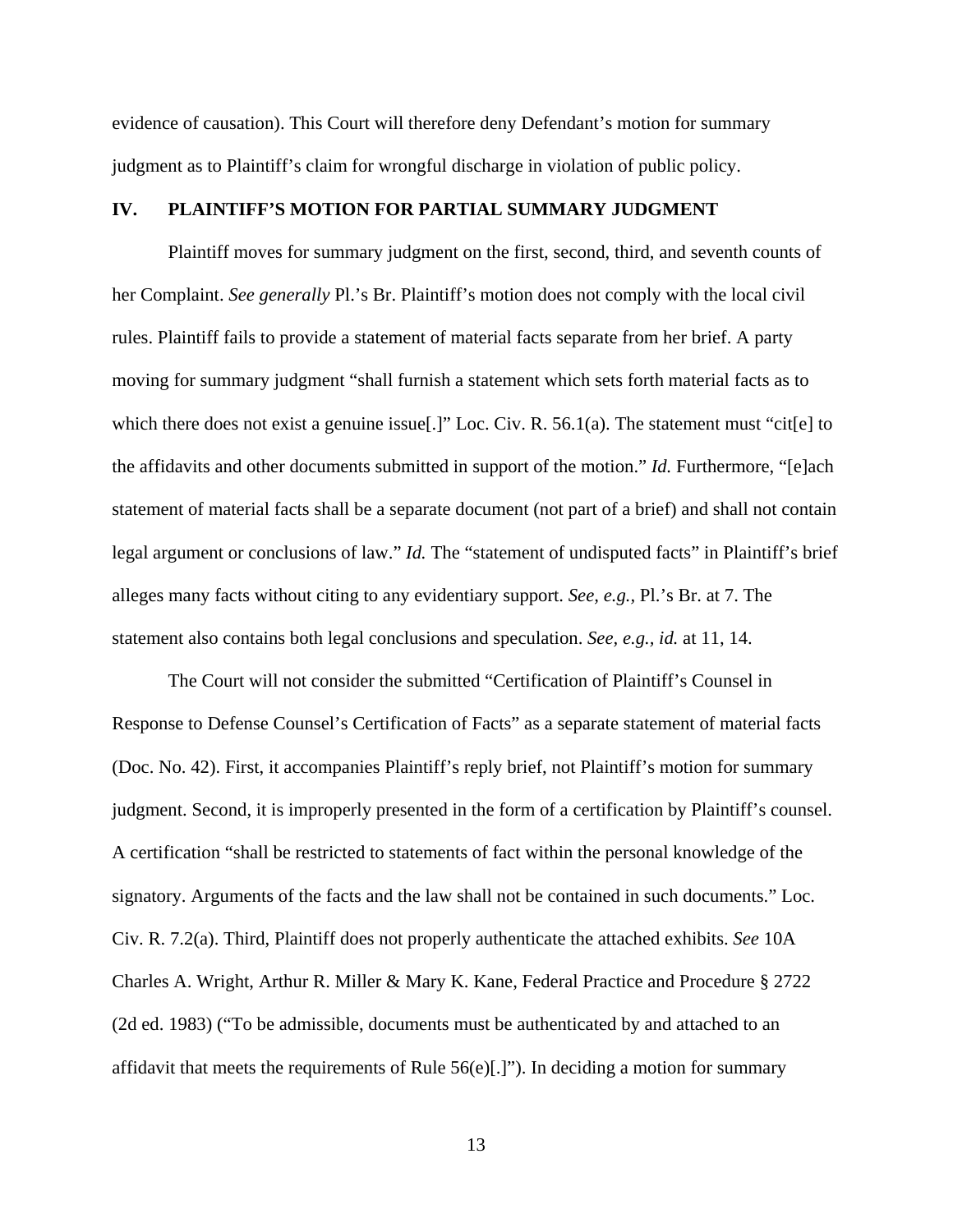evidence of causation). This Court will therefore deny Defendant's motion for summary judgment as to Plaintiff's claim for wrongful discharge in violation of public policy.

## IV. PLAINTIFF'S MOTION FOR PARTIAL SUMMARY JUDGMENT

Plaintiff moves for summary judgment on the first, second, third, and seventh counts of her Complaint. *See generally* Pl.'s Br. Plaintiff's motion does not comply with the local civil rules. Plaintiff fails to provide a statement of material facts separate from her brief. A party moving for summary judgment "shall furnish a statement which sets forth material facts as to which there does not exist a genuine issue[.]" Loc. Civ. R. 56.1(a). The statement must "cit[e] to the affidavits and other documents submitted in support of the motion." *Id.* Furthermore, "[e]ach statement of material facts shall be a separate document (not part of a brief) and shall not contain legal argument or conclusions of law." *Id.* The "statement of undisputed facts" in Plaintiff's brief alleges many facts without citing to any evidentiary support. *See, e.g.,* Pl.'s Br. at 7. The statement also contains both legal conclusions and speculation. *See, e.g., id.* at 11, 14.

The Court will not consider the submitted "Certification of Plaintiff's Counsel in Response to Defense Counsel's Certification of Facts" as a separate statement of material facts (Doc. No. 42). First, it accompanies Plaintiff's reply brief, not Plaintiff's motion for summary judgment. Second, it is improperly presented in the form of a certification by Plaintiff's counsel. A certification "shall be restricted to statements of fact within the personal knowledge of the signatory. Arguments of the facts and the law shall not be contained in such documents." Loc. Civ. R. 7.2(a). Third, Plaintiff does not properly authenticate the attached exhibits. *See* 10A Charles A. Wright, Arthur R. Miller & Mary K. Kane, Federal Practice and Procedure § 2722 (2d ed. 1983) ("To be admissible, documents must be authenticated by and attached to an affidavit that meets the requirements of Rule 56(e)[.]"). In deciding a motion for summary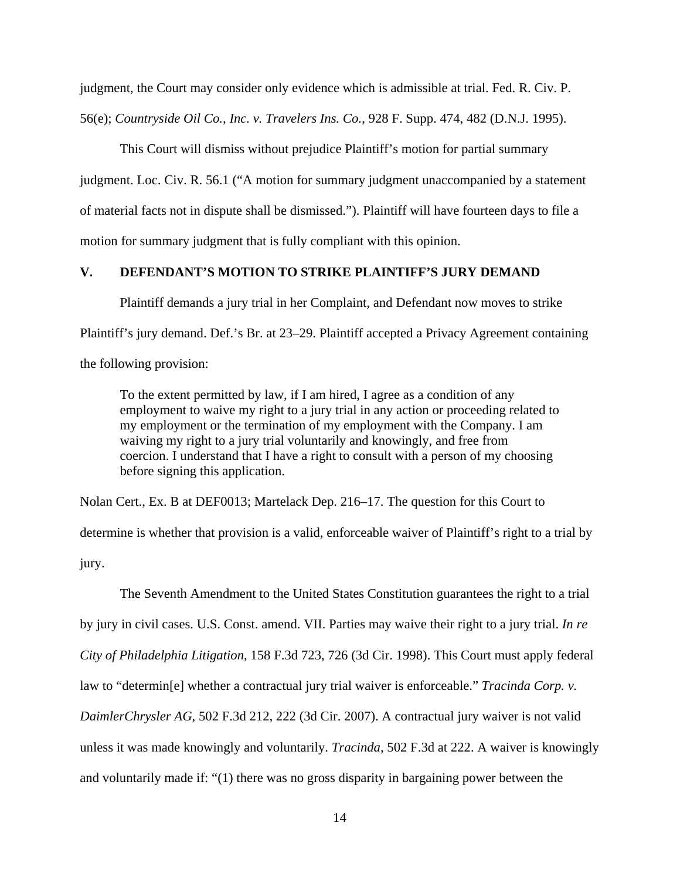judgment, the Court may consider only evidence which is admissible at trial. Fed. R. Civ. P. 56(e); *Countryside Oil Co., Inc. v. Travelers Ins. Co.*, 928 F. Supp. 474, 482 (D.N.J. 1995).

This Court will dismiss without prejudice Plaintiff's motion for partial summary judgment. Loc. Civ. R. 56.1 ("A motion for summary judgment unaccompanied by a statement of material facts not in dispute shall be dismissed."). Plaintiff will have fourteen days to file a motion for summary judgment that is fully compliant with this opinion.

## V. DEFENDANT'S MOTION TO STRIKE PLAINTIFF'S JURY DEMAND

Plaintiff demands a jury trial in her Complaint, and Defendant now moves to strike Plaintiff's jury demand. Def.'s Br. at 23–29. Plaintiff accepted a Privacy Agreement containing the following provision:

> To the extent permitted by law, if I am hired, I agree as a condition of any employment to waive my right to a jury trial in any action or proceeding related to my employment or the termination of my employment with the Company. I am waiving my right to a jury trial voluntarily and knowingly, and free from coercion. I understand that I have a right to consult with a person of my choosing before signing this application.

Nolan Cert., Ex. B at DEF0013; Martelack Dep. 216–17. The question for this Court to determine is whether that provision is a valid, enforceable waiver of Plaintiff's right to a trial by jury.

The Seventh Amendment to the United States Constitution guarantees the right to a trial by jury in civil cases. U.S. Const. amend. VII. Parties may waive their right to a jury trial. *In re City of Philadelphia Litigation*, 158 F.3d 723, 726 (3d Cir. 1998). This Court must apply federal law to "determin[e] whether a contractual jury trial waiver is enforceable." *Tracinda Corp. v. DaimlerChrysler AG*, 502 F.3d 212, 222 (3d Cir. 2007). A contractual jury waiver is not valid unless it was made knowingly and voluntarily. *Tracinda*, 502 F.3d at 222. A waiver is knowingly and voluntarily made if: "(1) there was no gross disparity in bargaining power between the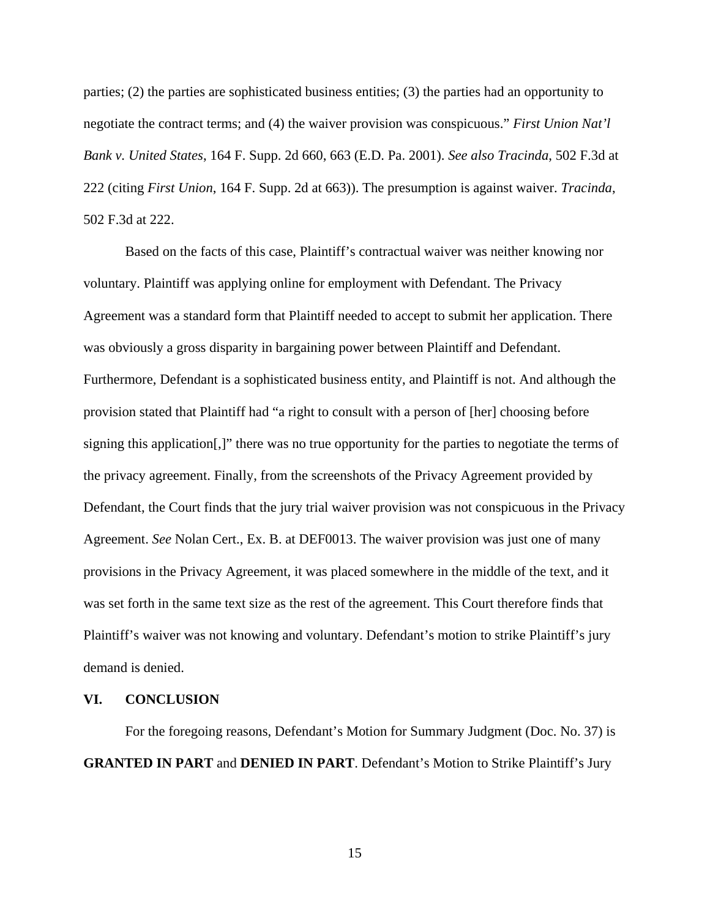parties; (2) the parties are sophisticated business entities; (3) the parties had an opportunity to negotiate the contract terms; and (4) the waiver provision was conspicuous." *First Union Nat'l Bank v. United States*, 164 F. Supp. 2d 660, 663 (E.D. Pa. 2001). *See also Tracinda*, 502 F.3d at 222 (citing *First Union*, 164 F. Supp. 2d at 663)). The presumption is against waiver. *Tracinda*, 502 F.3d at 222.

Based on the facts of this case, Plaintiff's contractual waiver was neither knowing nor voluntary. Plaintiff was applying online for employment with Defendant. The Privacy Agreement was a standard form that Plaintiff needed to accept to submit her application. There was obviously a gross disparity in bargaining power between Plaintiff and Defendant. Furthermore, Defendant is a sophisticated business entity, and Plaintiff is not. And although the provision stated that Plaintiff had "a right to consult with a person of [her] choosing before signing this application[,]" there was no true opportunity for the parties to negotiate the terms of the privacy agreement. Finally, from the screenshots of the Privacy Agreement provided by Defendant, the Court finds that the jury trial waiver provision was not conspicuous in the Privacy Agreement. *See* Nolan Cert., Ex. B. at DEF0013. The waiver provision was just one of many provisions in the Privacy Agreement, it was placed somewhere in the middle of the text, and it was set forth in the same text size as the rest of the agreement. This Court therefore finds that Plaintiff's waiver was not knowing and voluntary. Defendant's motion to strike Plaintiff's jury demand is denied.

## VI. CONCLUSION

For the foregoing reasons, Defendant's Motion for Summary Judgment (Doc. No. 37) is **GRANTED IN PART** and **DENIED IN PART**. Defendant's Motion to Strike Plaintiff's Jury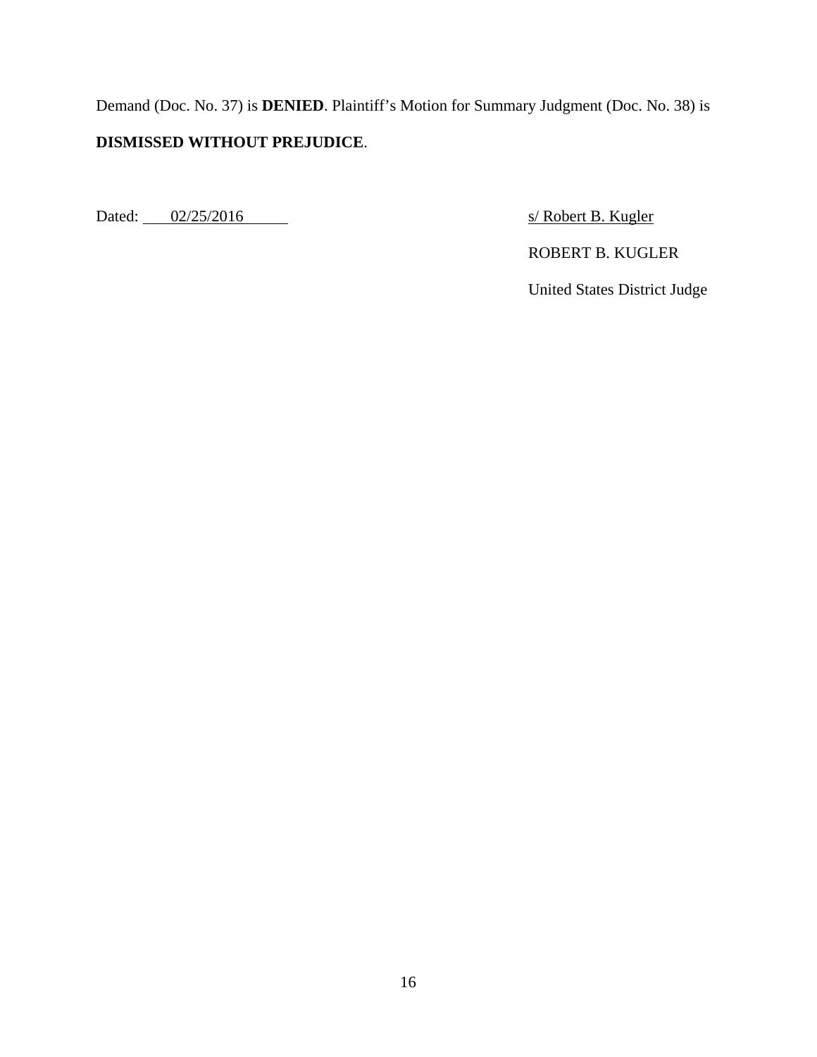Demand (Doc. No. 37) is **DENIED**. Plaintiff's Motion for Summary Judgment (Doc. No. 38) is **DISMISSED WITHOUT PREJUDICE**.

Dated: 02/25/2016

s/ Robert B. Kugler

ROBERT B. KUGLER

United States District Judge